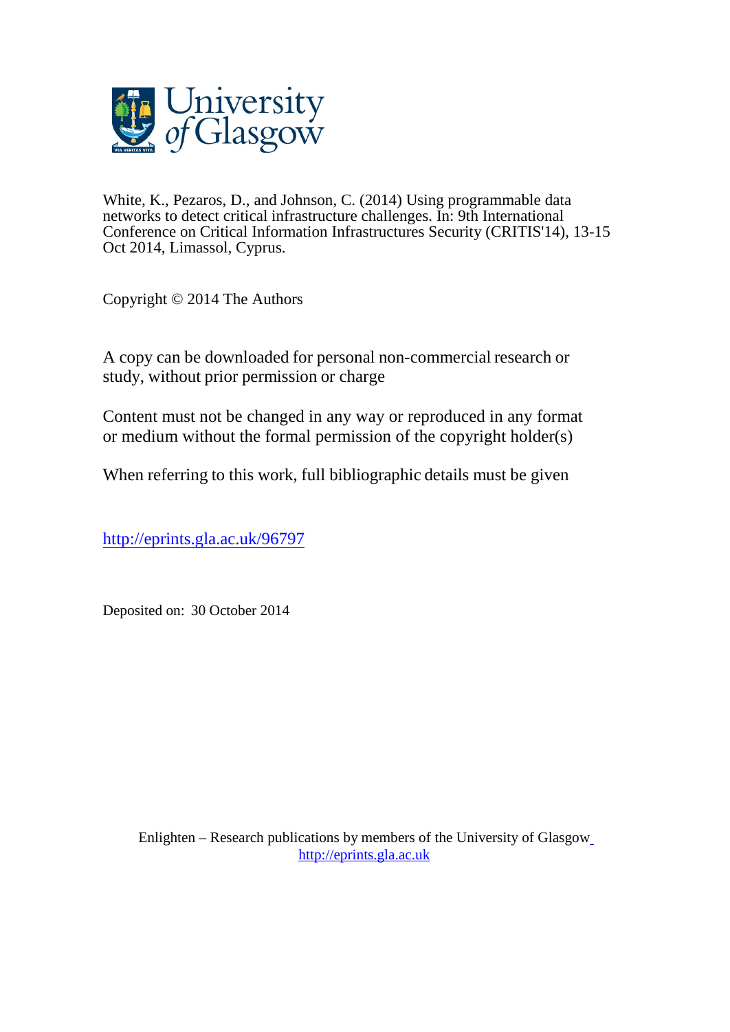White, K., Pezaros, D., and Johnson, C. (2014) Using programmable data networks to detect critical infrastructure challenges. In: 9th International Conference on Critical Information Infrastructures Security (CRITIS'14), 13-15 Oct 2014, Limassol, Cyprus.

Copyright © 2014 The Authors

A copy can be downloaded for personal non-commercial research or study, without prior permission or charge

Content must not be changed in any way or reproduced in any format or medium without the formal permission of the copyright holder(s)

When referring to this work, full bibliographic details must be given

http://eprints.gla.ac.uk/96797

Deposited on: 30 October 2014

Enlighten – Research publications by members of the University of Glasgow
http://eprints.gla.ac.uk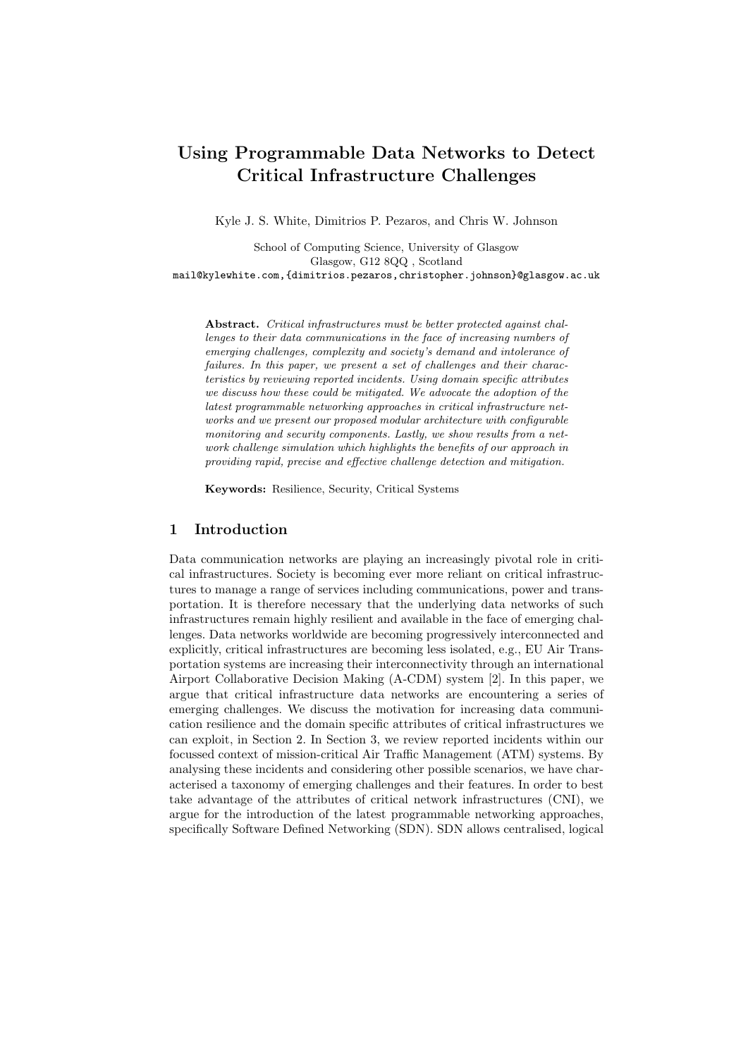# Using Programmable Data Networks to Detect Critical Infrastructure Challenges

Kyle J. S. White, Dimitrios P. Pezaros, and Chris W. Johnson

School of Computing Science, University of Glasgow  
Glasgow, G12 8QQ , Scotland  
mail@kylewhite.com,{dimitrios.pezaros,christopher.johnson}@glasgow.ac.uk

**Abstract.** *Critical infrastructures must be better protected against challenges to their data communications in the face of increasing numbers of emerging challenges, complexity and society's demand and intolerance of failures. In this paper, we present a set of challenges and their characteristics by reviewing reported incidents. Using domain specific attributes we discuss how these could be mitigated. We advocate the adoption of the latest programmable networking approaches in critical infrastructure networks and we present our proposed modular architecture with configurable monitoring and security components. Lastly, we show results from a network challenge simulation which highlights the benefits of our approach in providing rapid, precise and effective challenge detection and mitigation.*

**Keywords:** Resilience, Security, Critical Systems

## 1 Introduction

Data communication networks are playing an increasingly pivotal role in critical infrastructures. Society is becoming ever more reliant on critical infrastructures to manage a range of services including communications, power and transportation. It is therefore necessary that the underlying data networks of such infrastructures remain highly resilient and available in the face of emerging challenges. Data networks worldwide are becoming progressively interconnected and explicitly, critical infrastructures are becoming less isolated, e.g., EU Air Transportation systems are increasing their interconnectivity through an international Airport Collaborative Decision Making (A-CDM) system [2]. In this paper, we argue that critical infrastructure data networks are encountering a series of emerging challenges. We discuss the motivation for increasing data communication resilience and the domain specific attributes of critical infrastructures we can exploit, in Section 2. In Section 3, we review reported incidents within our focussed context of mission-critical Air Traffic Management (ATM) systems. By analysing these incidents and considering other possible scenarios, we have characterised a taxonomy of emerging challenges and their features. In order to best take advantage of the attributes of critical network infrastructures (CNI), we argue for the introduction of the latest programmable networking approaches, specifically Software Defined Networking (SDN). SDN allows centralised, logical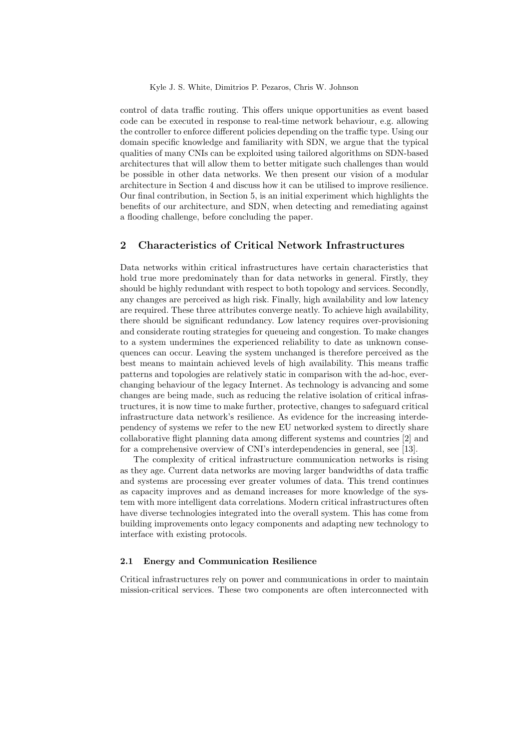control of data traffic routing. This offers unique opportunities as event based code can be executed in response to real-time network behaviour, e.g. allowing the controller to enforce different policies depending on the traffic type. Using our domain specific knowledge and familiarity with SDN, we argue that the typical qualities of many CNIs can be exploited using tailored algorithms on SDN-based architectures that will allow them to better mitigate such challenges than would be possible in other data networks. We then present our vision of a modular architecture in Section 4 and discuss how it can be utilised to improve resilience. Our final contribution, in Section 5, is an initial experiment which highlights the benefits of our architecture, and SDN, when detecting and remediating against a flooding challenge, before concluding the paper.

## 2 Characteristics of Critical Network Infrastructures

Data networks within critical infrastructures have certain characteristics that hold true more predominately than for data networks in general. Firstly, they should be highly redundant with respect to both topology and services. Secondly, any changes are perceived as high risk. Finally, high availability and low latency are required. These three attributes converge neatly. To achieve high availability, there should be significant redundancy. Low latency requires over-provisioning and considerate routing strategies for queueing and congestion. To make changes to a system undermines the experienced reliability to date as unknown consequences can occur. Leaving the system unchanged is therefore perceived as the best means to maintain achieved levels of high availability. This means traffic patterns and topologies are relatively static in comparison with the ad-hoc, ever-changing behaviour of the legacy Internet. As technology is advancing and some changes are being made, such as reducing the relative isolation of critical infrastructures, it is now time to make further, protective, changes to safeguard critical infrastructure data network's resilience. As evidence for the increasing interdependency of systems we refer to the new EU networked system to directly share collaborative flight planning data among different systems and countries [2] and for a comprehensive overview of CNI's interdependencies in general, see [13].

The complexity of critical infrastructure communication networks is rising as they age. Current data networks are moving larger bandwidths of data traffic and systems are processing ever greater volumes of data. This trend continues as capacity improves and as demand increases for more knowledge of the system with more intelligent data correlations. Modern critical infrastructures often have diverse technologies integrated into the overall system. This has come from building improvements onto legacy components and adapting new technology to interface with existing protocols.

### 2.1 Energy and Communication Resilience

Critical infrastructures rely on power and communications in order to maintain mission-critical services. These two components are often interconnected with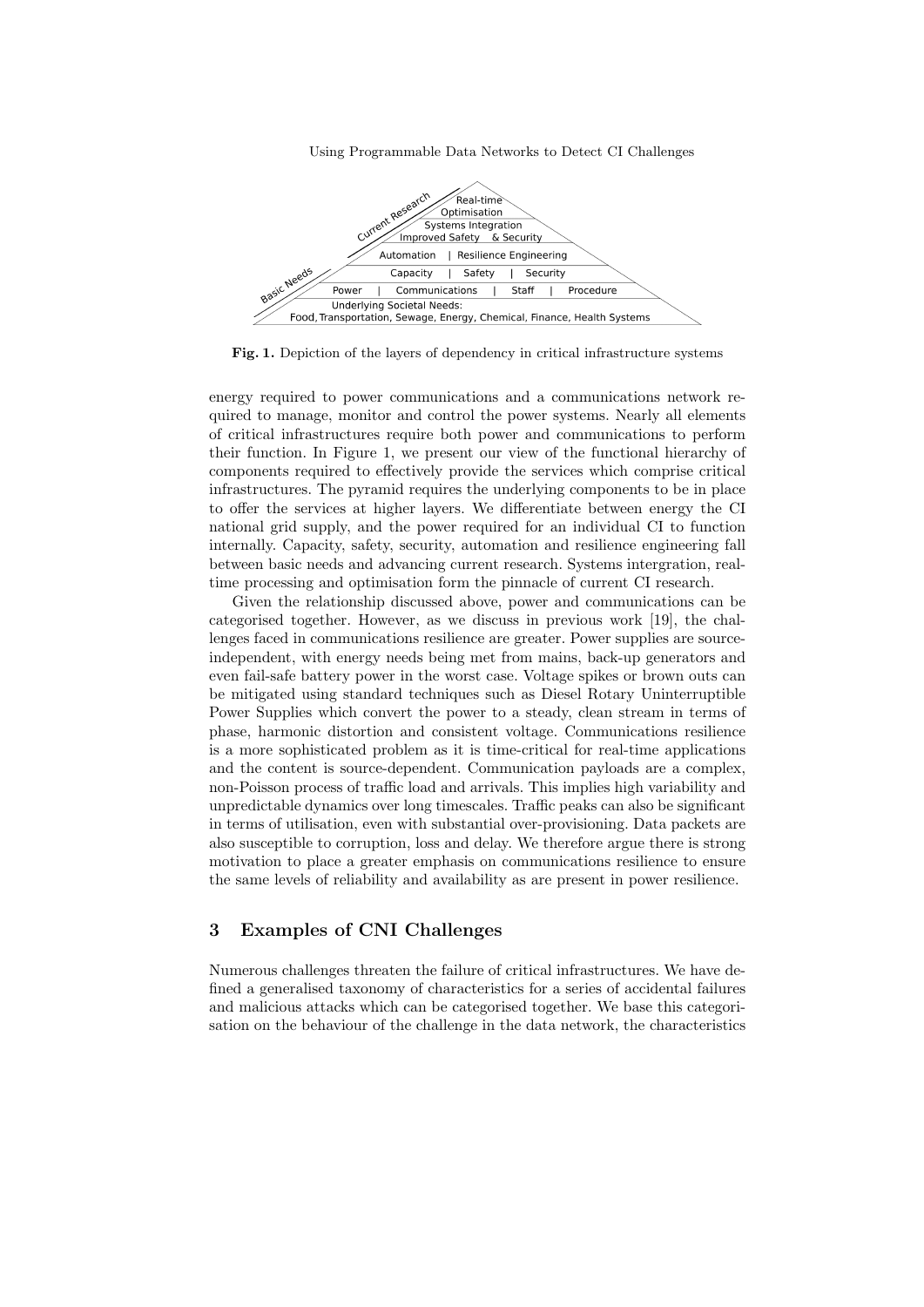Fig. 1. Depiction of the layers of dependency in critical infrastructure systems

energy required to power communications and a communications network required to manage, monitor and control the power systems. Nearly all elements of critical infrastructures require both power and communications to perform their function. In Figure 1, we present our view of the functional hierarchy of components required to effectively provide the services which comprise critical infrastructures. The pyramid requires the underlying components to be in place to offer the services at higher layers. We differentiate between energy the CI national grid supply, and the power required for an individual CI to function internally. Capacity, safety, security, automation and resilience engineering fall between basic needs and advancing current research. Systems intergration, real-time processing and optimisation form the pinnacle of current CI research.

Given the relationship discussed above, power and communications can be categorised together. However, as we discuss in previous work [19], the challenges faced in communications resilience are greater. Power supplies are source-independent, with energy needs being met from mains, back-up generators and even fail-safe battery power in the worst case. Voltage spikes or brown outs can be mitigated using standard techniques such as Diesel Rotary Uninterruptible Power Supplies which convert the power to a steady, clean stream in terms of phase, harmonic distortion and consistent voltage. Communications resilience is a more sophisticated problem as it is time-critical for real-time applications and the content is source-dependent. Communication payloads are a complex, non-Poisson process of traffic load and arrivals. This implies high variability and unpredictable dynamics over long timescales. Traffic peaks can also be significant in terms of utilisation, even with substantial over-provisioning. Data packets are also susceptible to corruption, loss and delay. We therefore argue there is strong motivation to place a greater emphasis on communications resilience to ensure the same levels of reliability and availability as are present in power resilience.

## 3 Examples of CNI Challenges

Numerous challenges threaten the failure of critical infrastructures. We have defined a generalised taxonomy of characteristics for a series of accidental failures and malicious attacks which can be categorised together. We base this categorisation on the behaviour of the challenge in the data network, the characteristics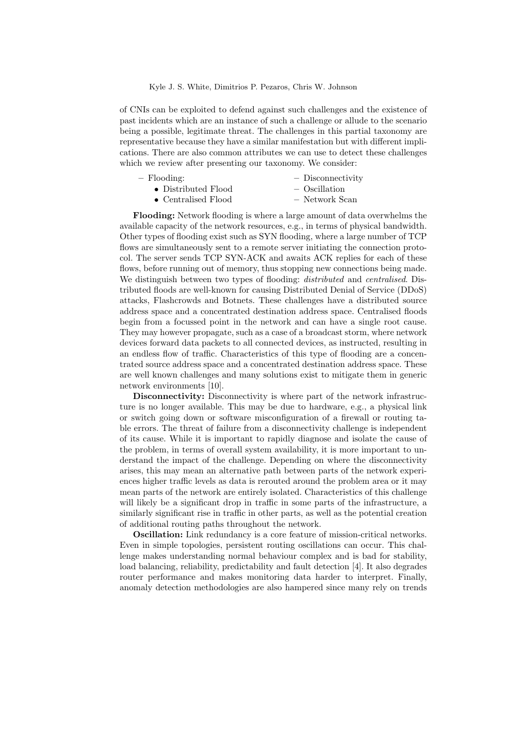of CNIs can be exploited to defend against such challenges and the existence of past incidents which are an instance of such a challenge or allude to the scenario being a possible, legitimate threat. The challenges in this partial taxonomy are representative because they have a similar manifestation but with different implications. There are also common attributes we can use to detect these challenges which we review after presenting our taxonomy. We consider:

- Flooding:
  - Distributed Flood
  - Centralised Flood
- Disconnectivity
- Oscillation
- Network Scan

**Flooding:** Network flooding is where a large amount of data overwhelms the available capacity of the network resources, e.g., in terms of physical bandwidth. Other types of flooding exist such as SYN flooding, where a large number of TCP flows are simultaneously sent to a remote server initiating the connection protocol. The server sends TCP SYN-ACK and awaits ACK replies for each of these flows, before running out of memory, thus stopping new connections being made. We distinguish between two types of flooding: *distributed* and *centralised*. Distributed floods are well-known for causing Distributed Denial of Service (DDoS) attacks, Flashcrowds and Botnets. These challenges have a distributed source address space and a concentrated destination address space. Centralised floods begin from a focussed point in the network and can have a single root cause. They may however propagate, such as a case of a broadcast storm, where network devices forward data packets to all connected devices, as instructed, resulting in an endless flow of traffic. Characteristics of this type of flooding are a concentrated source address space and a concentrated destination address space. These are well known challenges and many solutions exist to mitigate them in generic network environments [10].

**Disconnectivity:** Disconnectivity is where part of the network infrastructure is no longer available. This may be due to hardware, e.g., a physical link or switch going down or software misconfiguration of a firewall or routing table errors. The threat of failure from a disconnectivity challenge is independent of its cause. While it is important to rapidly diagnose and isolate the cause of the problem, in terms of overall system availability, it is more important to understand the impact of the challenge. Depending on where the disconnectivity arises, this may mean an alternative path between parts of the network experiences higher traffic levels as data is rerouted around the problem area or it may mean parts of the network are entirely isolated. Characteristics of this challenge will likely be a significant drop in traffic in some parts of the infrastructure, a similarly significant rise in traffic in other parts, as well as the potential creation of additional routing paths throughout the network.

**Oscillation:** Link redundancy is a core feature of mission-critical networks. Even in simple topologies, persistent routing oscillations can occur. This challenge makes understanding normal behaviour complex and is bad for stability, load balancing, reliability, predictability and fault detection [4]. It also degrades router performance and makes monitoring data harder to interpret. Finally, anomaly detection methodologies are also hampered since many rely on trends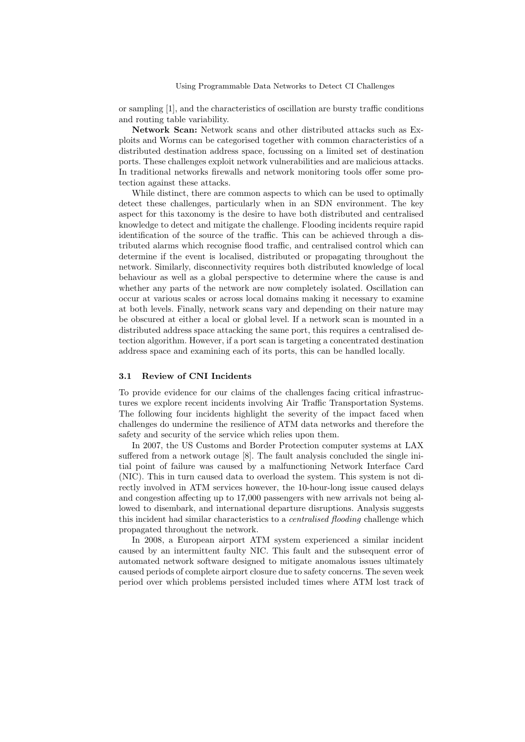or sampling [1], and the characteristics of oscillation are bursty traffic conditions and routing table variability.

**Network Scan:** Network scans and other distributed attacks such as Exploits and Worms can be categorised together with common characteristics of a distributed destination address space, focussing on a limited set of destination ports. These challenges exploit network vulnerabilities and are malicious attacks. In traditional networks firewalls and network monitoring tools offer some protection against these attacks.

While distinct, there are common aspects to which can be used to optimally detect these challenges, particularly when in an SDN environment. The key aspect for this taxonomy is the desire to have both distributed and centralised knowledge to detect and mitigate the challenge. Flooding incidents require rapid identification of the source of the traffic. This can be achieved through a distributed alarms which recognise flood traffic, and centralised control which can determine if the event is localised, distributed or propagating throughout the network. Similarly, disconnectivity requires both distributed knowledge of local behaviour as well as a global perspective to determine where the cause is and whether any parts of the network are now completely isolated. Oscillation can occur at various scales or across local domains making it necessary to examine at both levels. Finally, network scans vary and depending on their nature may be obscured at either a local or global level. If a network scan is mounted in a distributed address space attacking the same port, this requires a centralised detection algorithm. However, if a port scan is targeting a concentrated destination address space and examining each of its ports, this can be handled locally.

### 3.1 Review of CNI Incidents

To provide evidence for our claims of the challenges facing critical infrastructures we explore recent incidents involving Air Traffic Transportation Systems. The following four incidents highlight the severity of the impact faced when challenges do undermine the resilience of ATM data networks and therefore the safety and security of the service which relies upon them.

In 2007, the US Customs and Border Protection computer systems at LAX suffered from a network outage [8]. The fault analysis concluded the single initial point of failure was caused by a malfunctioning Network Interface Card (NIC). This in turn caused data to overload the system. This system is not directly involved in ATM services however, the 10-hour-long issue caused delays and congestion affecting up to 17,000 passengers with new arrivals not being allowed to disembark, and international departure disruptions. Analysis suggests this incident had similar characteristics to a *centralised flooding* challenge which propagated throughout the network.

In 2008, a European airport ATM system experienced a similar incident caused by an intermittent faulty NIC. This fault and the subsequent error of automated network software designed to mitigate anomalous issues ultimately caused periods of complete airport closure due to safety concerns. The seven week period over which problems persisted included times where ATM lost track of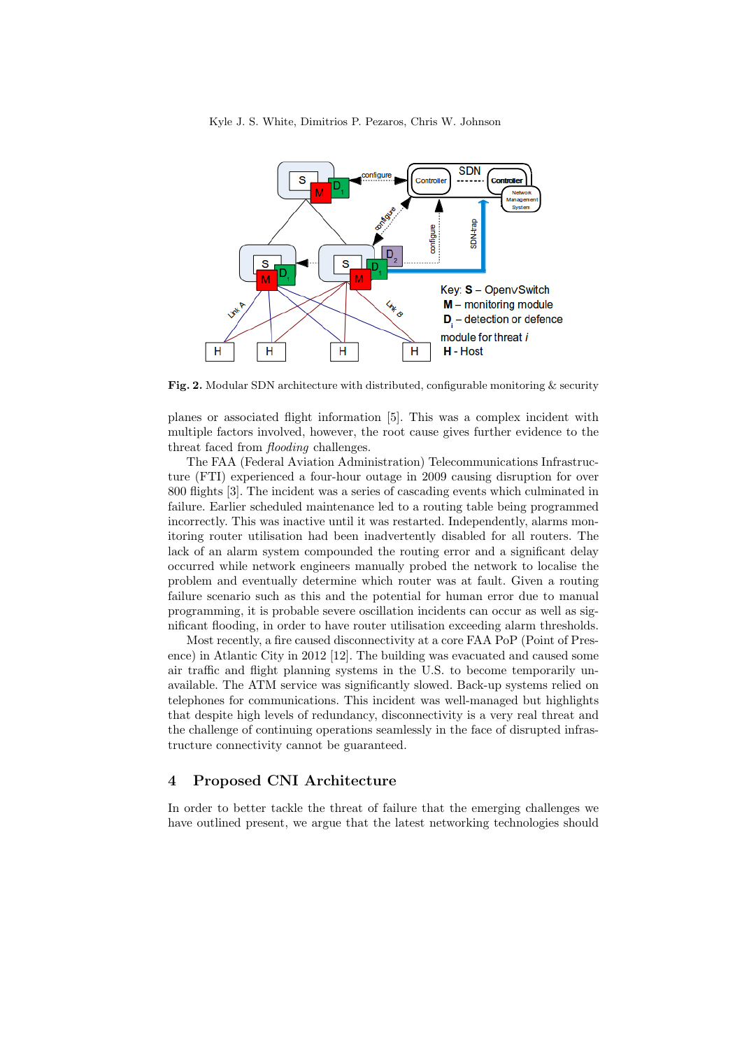**Fig. 2.** Modular SDN architecture with distributed, configurable monitoring & security

planes or associated flight information [5]. This was a complex incident with multiple factors involved, however, the root cause gives further evidence to the threat faced from *flooding* challenges.

The FAA (Federal Aviation Administration) Telecommunications Infrastructure (FTI) experienced a four-hour outage in 2009 causing disruption for over 800 flights [3]. The incident was a series of cascading events which culminated in failure. Earlier scheduled maintenance led to a routing table being programmed incorrectly. This was inactive until it was restarted. Independently, alarms monitoring router utilisation had been inadvertently disabled for all routers. The lack of an alarm system compounded the routing error and a significant delay occurred while network engineers manually probed the network to localise the problem and eventually determine which router was at fault. Given a routing failure scenario such as this and the potential for human error due to manual programming, it is probable severe oscillation incidents can occur as well as significant flooding, in order to have router utilisation exceeding alarm thresholds.

Most recently, a fire caused disconnectivity at a core FAA PoP (Point of Presence) in Atlantic City in 2012 [12]. The building was evacuated and caused some air traffic and flight planning systems in the U.S. to become temporarily unavailable. The ATM service was significantly slowed. Back-up systems relied on telephones for communications. This incident was well-managed but highlights that despite high levels of redundancy, disconnectivity is a very real threat and the challenge of continuing operations seamlessly in the face of disrupted infrastructure connectivity cannot be guaranteed.

## 4 Proposed CNI Architecture

In order to better tackle the threat of failure that the emerging challenges we have outlined present, we argue that the latest networking technologies should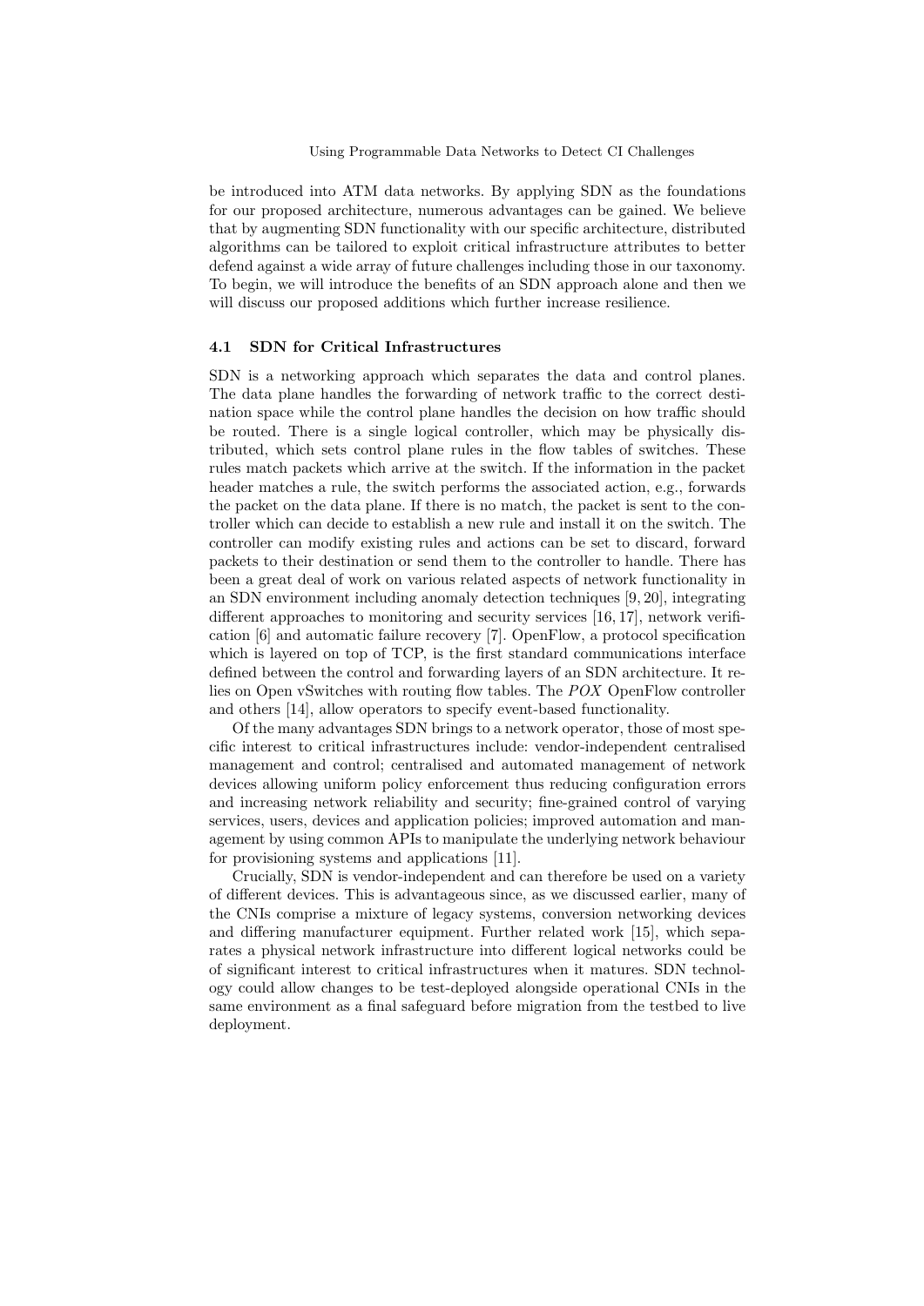be introduced into ATM data networks. By applying SDN as the foundations for our proposed architecture, numerous advantages can be gained. We believe that by augmenting SDN functionality with our specific architecture, distributed algorithms can be tailored to exploit critical infrastructure attributes to better defend against a wide array of future challenges including those in our taxonomy. To begin, we will introduce the benefits of an SDN approach alone and then we will discuss our proposed additions which further increase resilience.

### 4.1 SDN for Critical Infrastructures

SDN is a networking approach which separates the data and control planes. The data plane handles the forwarding of network traffic to the correct destination space while the control plane handles the decision on how traffic should be routed. There is a single logical controller, which may be physically distributed, which sets control plane rules in the flow tables of switches. These rules match packets which arrive at the switch. If the information in the packet header matches a rule, the switch performs the associated action, e.g., forwards the packet on the data plane. If there is no match, the packet is sent to the controller which can decide to establish a new rule and install it on the switch. The controller can modify existing rules and actions can be set to discard, forward packets to their destination or send them to the controller to handle. There has been a great deal of work on various related aspects of network functionality in an SDN environment including anomaly detection techniques [9, 20], integrating different approaches to monitoring and security services [16, 17], network verification [6] and automatic failure recovery [7]. OpenFlow, a protocol specification which is layered on top of TCP, is the first standard communications interface defined between the control and forwarding layers of an SDN architecture. It relies on Open vSwitches with routing flow tables. The *POX* OpenFlow controller and others [14], allow operators to specify event-based functionality.

Of the many advantages SDN brings to a network operator, those of most specific interest to critical infrastructures include: vendor-independent centralised management and control; centralised and automated management of network devices allowing uniform policy enforcement thus reducing configuration errors and increasing network reliability and security; fine-grained control of varying services, users, devices and application policies; improved automation and management by using common APIs to manipulate the underlying network behaviour for provisioning systems and applications [11].

Crucially, SDN is vendor-independent and can therefore be used on a variety of different devices. This is advantageous since, as we discussed earlier, many of the CNIs comprise a mixture of legacy systems, conversion networking devices and differing manufacturer equipment. Further related work [15], which separates a physical network infrastructure into different logical networks could be of significant interest to critical infrastructures when it matures. SDN technology could allow changes to be test-deployed alongside operational CNIs in the same environment as a final safeguard before migration from the testbed to live deployment.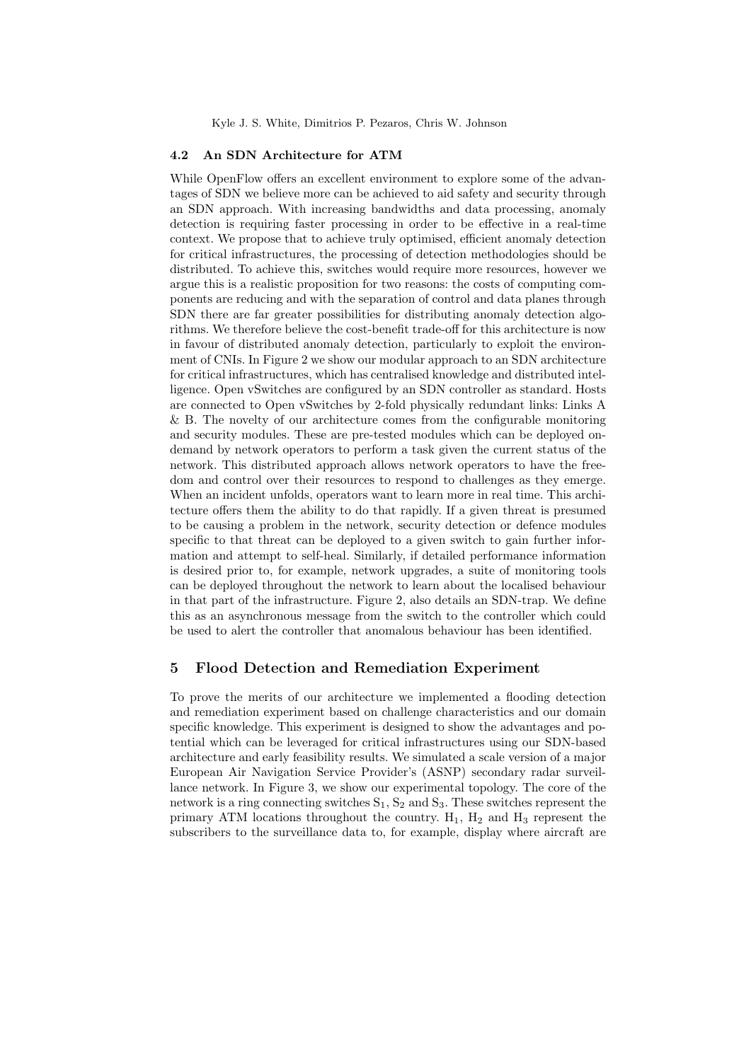### 4.2 An SDN Architecture for ATM

While OpenFlow offers an excellent environment to explore some of the advantages of SDN we believe more can be achieved to aid safety and security through an SDN approach. With increasing bandwidths and data processing, anomaly detection is requiring faster processing in order to be effective in a real-time context. We propose that to achieve truly optimised, efficient anomaly detection for critical infrastructures, the processing of detection methodologies should be distributed. To achieve this, switches would require more resources, however we argue this is a realistic proposition for two reasons: the costs of computing components are reducing and with the separation of control and data planes through SDN there are far greater possibilities for distributing anomaly detection algorithms. We therefore believe the cost-benefit trade-off for this architecture is now in favour of distributed anomaly detection, particularly to exploit the environment of CNIs. In Figure 2 we show our modular approach to an SDN architecture for critical infrastructures, which has centralised knowledge and distributed intelligence. Open vSwitches are configured by an SDN controller as standard. Hosts are connected to Open vSwitches by 2-fold physically redundant links: Links A & B. The novelty of our architecture comes from the configurable monitoring and security modules. These are pre-tested modules which can be deployed on-demand by network operators to perform a task given the current status of the network. This distributed approach allows network operators to have the freedom and control over their resources to respond to challenges as they emerge. When an incident unfolds, operators want to learn more in real time. This architecture offers them the ability to do that rapidly. If a given threat is presumed to be causing a problem in the network, security detection or defence modules specific to that threat can be deployed to a given switch to gain further information and attempt to self-heal. Similarly, if detailed performance information is desired prior to, for example, network upgrades, a suite of monitoring tools can be deployed throughout the network to learn about the localised behaviour in that part of the infrastructure. Figure 2, also details an SDN-trap. We define this as an asynchronous message from the switch to the controller which could be used to alert the controller that anomalous behaviour has been identified.

## 5 Flood Detection and Remediation Experiment

To prove the merits of our architecture we implemented a flooding detection and remediation experiment based on challenge characteristics and our domain specific knowledge. This experiment is designed to show the advantages and potential which can be leveraged for critical infrastructures using our SDN-based architecture and early feasibility results. We simulated a scale version of a major European Air Navigation Service Provider's (ASNP) secondary radar surveillance network. In Figure 3, we show our experimental topology. The core of the network is a ring connecting switches $S_1$, $S_2$ and $S_3$. These switches represent the primary ATM locations throughout the country. $H_1$, $H_2$ and $H_3$ represent the subscribers to the surveillance data to, for example, display where aircraft are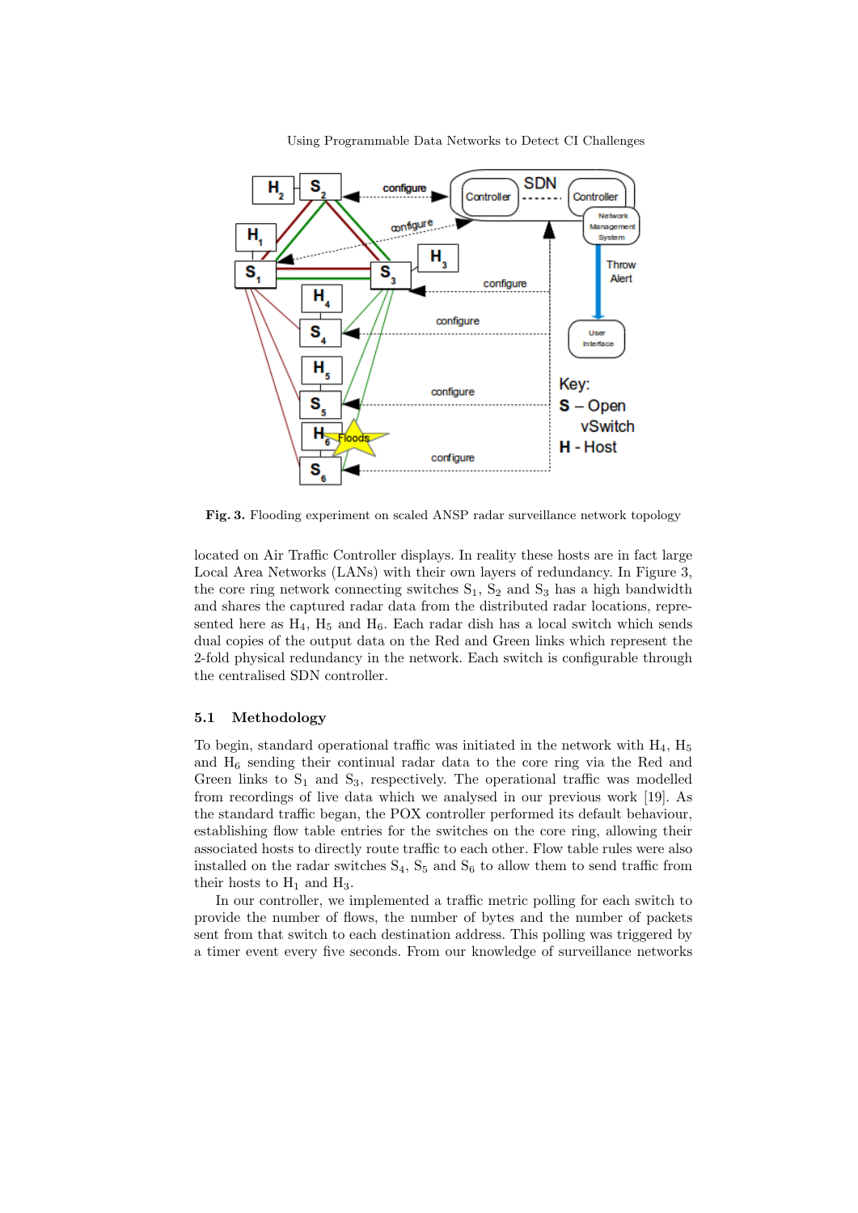**Fig. 3.** Flooding experiment on scaled ANSP radar surveillance network topology

located on Air Traffic Controller displays. In reality these hosts are in fact large Local Area Networks (LANs) with their own layers of redundancy. In Figure 3, the core ring network connecting switches $S_1$, $S_2$ and $S_3$ has a high bandwidth and shares the captured radar data from the distributed radar locations, represented here as $H_4$, $H_5$ and $H_6$. Each radar dish has a local switch which sends dual copies of the output data on the Red and Green links which represent the 2-fold physical redundancy in the network. Each switch is configurable through the centralised SDN controller.

### 5.1 Methodology

To begin, standard operational traffic was initiated in the network with $H_4$, $H_5$ and $H_6$ sending their continual radar data to the core ring via the Red and Green links to $S_1$ and $S_3$, respectively. The operational traffic was modelled from recordings of live data which we analysed in our previous work [19]. As the standard traffic began, the POX controller performed its default behaviour, establishing flow table entries for the switches on the core ring, allowing their associated hosts to directly route traffic to each other. Flow table rules were also installed on the radar switches $S_4$, $S_5$ and $S_6$ to allow them to send traffic from their hosts to $H_1$ and $H_3$.

In our controller, we implemented a traffic metric polling for each switch to provide the number of flows, the number of bytes and the number of packets sent from that switch to each destination address. This polling was triggered by a timer event every five seconds. From our knowledge of surveillance networks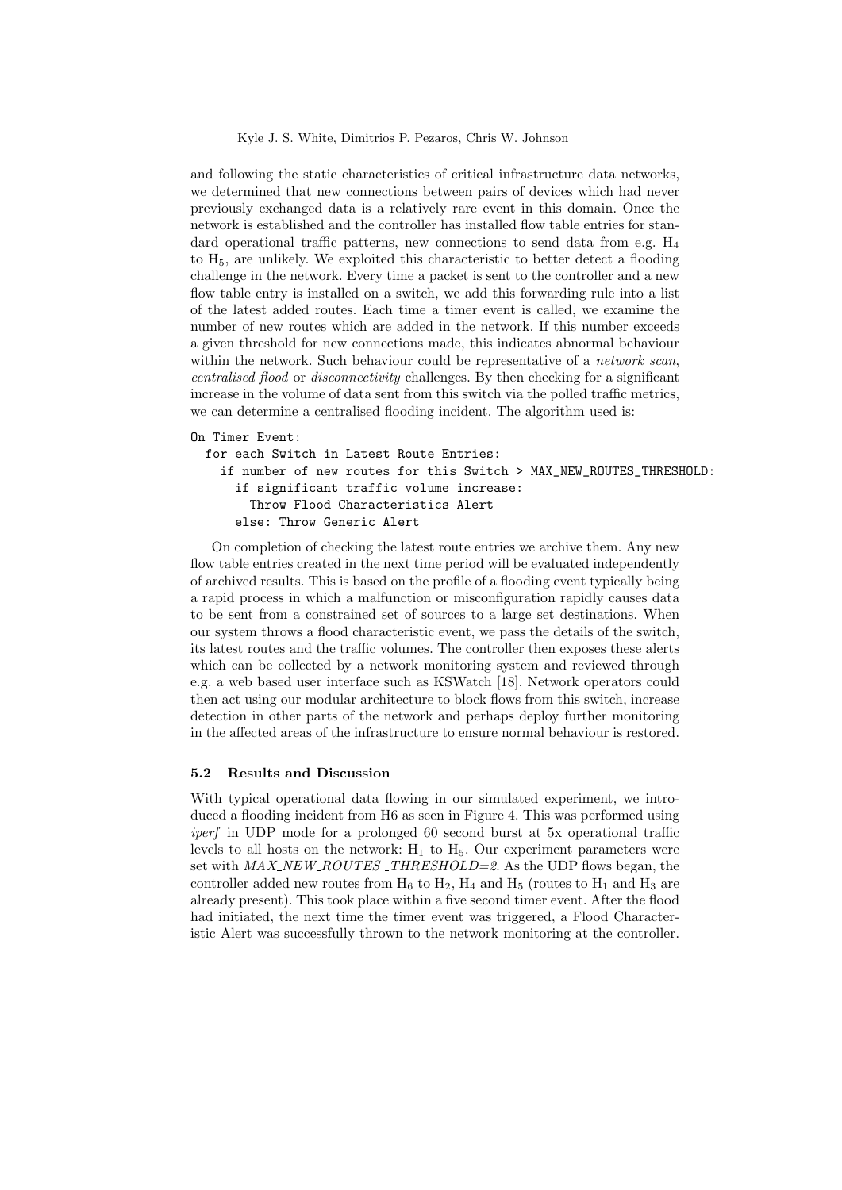and following the static characteristics of critical infrastructure data networks, we determined that new connections between pairs of devices which had never previously exchanged data is a relatively rare event in this domain. Once the network is established and the controller has installed flow table entries for standard operational traffic patterns, new connections to send data from e.g. $H_4$ to $H_5$, are unlikely. We exploited this characteristic to better detect a flooding challenge in the network. Every time a packet is sent to the controller and a new flow table entry is installed on a switch, we add this forwarding rule into a list of the latest added routes. Each time a timer event is called, we examine the number of new routes which are added in the network. If this number exceeds a given threshold for new connections made, this indicates abnormal behaviour within the network. Such behaviour could be representative of a *network scan*, *centralised flood* or *disconnectivity* challenges. By then checking for a significant increase in the volume of data sent from this switch via the polled traffic metrics, we can determine a centralised flooding incident. The algorithm used is:

```
On Timer Event:
  for each Switch in Latest Route Entries:
    if number of new routes for this Switch > MAX_NEW_ROUTES_THRESHOLD:
      if significant traffic volume increase:
        Throw Flood Characteristics Alert
      else: Throw Generic Alert
```

On completion of checking the latest route entries we archive them. Any new flow table entries created in the next time period will be evaluated independently of archived results. This is based on the profile of a flooding event typically being a rapid process in which a malfunction or misconfiguration rapidly causes data to be sent from a constrained set of sources to a large set destinations. When our system throws a flood characteristic event, we pass the details of the switch, its latest routes and the traffic volumes. The controller then exposes these alerts which can be collected by a network monitoring system and reviewed through e.g. a web based user interface such as KSWatch [18]. Network operators could then act using our modular architecture to block flows from this switch, increase detection in other parts of the network and perhaps deploy further monitoring in the affected areas of the infrastructure to ensure normal behaviour is restored.

### 5.2 Results and Discussion

With typical operational data flowing in our simulated experiment, we introduced a flooding incident from H6 as seen in Figure 4. This was performed using *iperf* in UDP mode for a prolonged 60 second burst at 5x operational traffic levels to all hosts on the network: $H_1$ to $H_5$. Our experiment parameters were set with *MAX_NEW_ROUTES _THRESHOLD=2*. As the UDP flows began, the controller added new routes from $H_6$ to $H_2$, $H_4$ and $H_5$ (routes to $H_1$ and $H_3$ are already present). This took place within a five second timer event. After the flood had initiated, the next time the timer event was triggered, a Flood Characteristic Alert was successfully thrown to the network monitoring at the controller.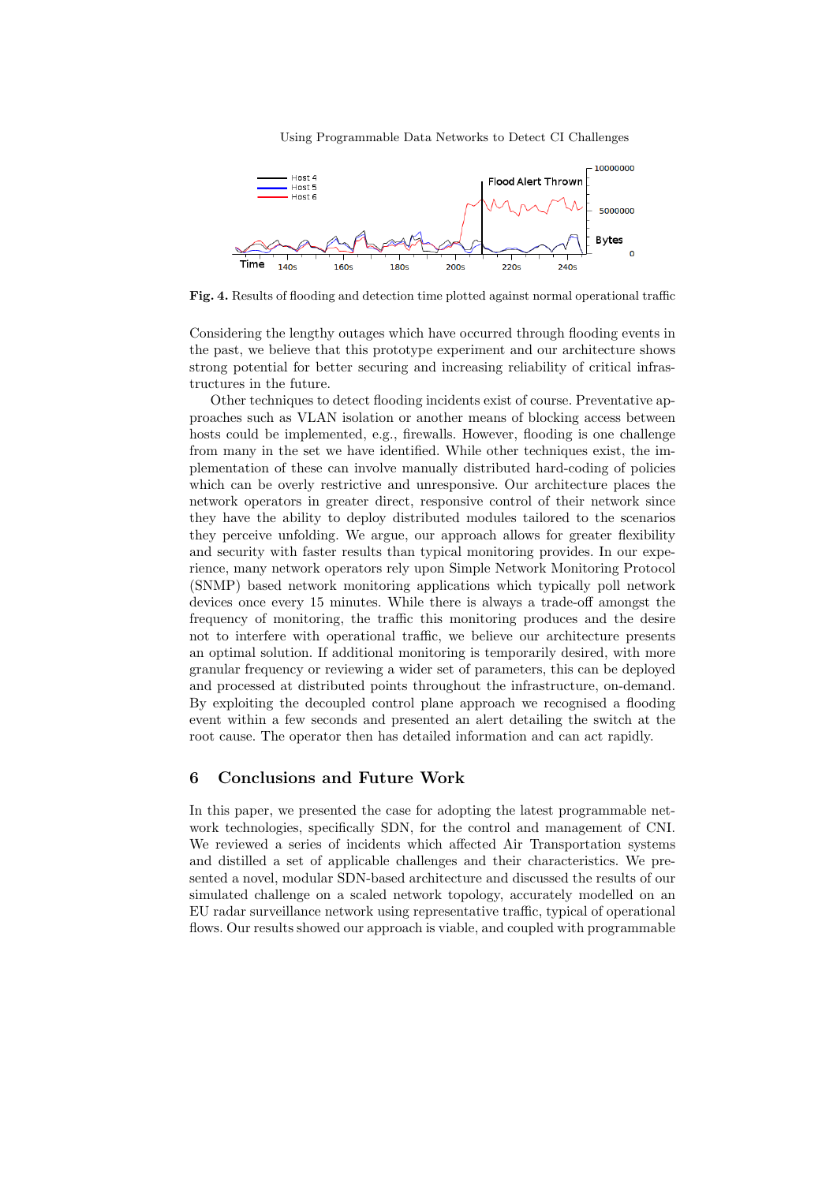Host 4
Host 5
Host 6

Flood Alert Thrown

10000000
5000000
Bytes
0

Time
140s
160s
180s
200s
220s
240s

**Fig. 4.** Results of flooding and detection time plotted against normal operational traffic

Considering the lengthy outages which have occurred through flooding events in the past, we believe that this prototype experiment and our architecture shows strong potential for better securing and increasing reliability of critical infrastructures in the future.

Other techniques to detect flooding incidents exist of course. Preventative approaches such as VLAN isolation or another means of blocking access between hosts could be implemented, e.g., firewalls. However, flooding is one challenge from many in the set we have identified. While other techniques exist, the implementation of these can involve manually distributed hard-coding of policies which can be overly restrictive and unresponsive. Our architecture places the network operators in greater direct, responsive control of their network since they have the ability to deploy distributed modules tailored to the scenarios they perceive unfolding. We argue, our approach allows for greater flexibility and security with faster results than typical monitoring provides. In our experience, many network operators rely upon Simple Network Monitoring Protocol (SNMP) based network monitoring applications which typically poll network devices once every 15 minutes. While there is always a trade-off amongst the frequency of monitoring, the traffic this monitoring produces and the desire not to interfere with operational traffic, we believe our architecture presents an optimal solution. If additional monitoring is temporarily desired, with more granular frequency or reviewing a wider set of parameters, this can be deployed and processed at distributed points throughout the infrastructure, on-demand. By exploiting the decoupled control plane approach we recognised a flooding event within a few seconds and presented an alert detailing the switch at the root cause. The operator then has detailed information and can act rapidly.

## 6 Conclusions and Future Work

In this paper, we presented the case for adopting the latest programmable network technologies, specifically SDN, for the control and management of CNI. We reviewed a series of incidents which affected Air Transportation systems and distilled a set of applicable challenges and their characteristics. We presented a novel, modular SDN-based architecture and discussed the results of our simulated challenge on a scaled network topology, accurately modelled on an EU radar surveillance network using representative traffic, typical of operational flows. Our results showed our approach is viable, and coupled with programmable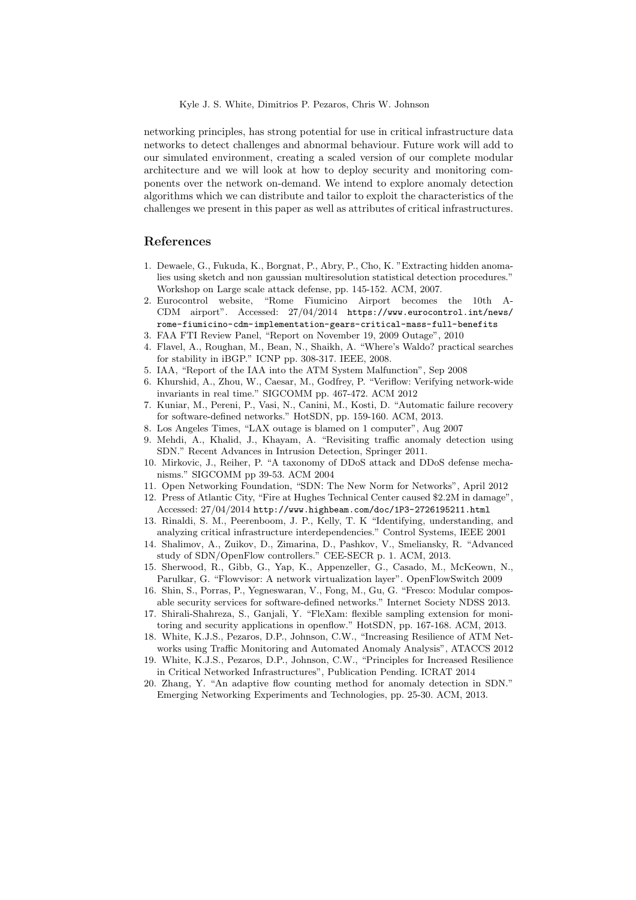networking principles, has strong potential for use in critical infrastructure data networks to detect challenges and abnormal behaviour. Future work will add to our simulated environment, creating a scaled version of our complete modular architecture and we will look at how to deploy security and monitoring components over the network on-demand. We intend to explore anomaly detection algorithms which we can distribute and tailor to exploit the characteristics of the challenges we present in this paper as well as attributes of critical infrastructures.

## References

1. Dewaele, G., Fukuda, K., Borgnat, P., Abry, P., Cho, K. "Extracting hidden anomalies using sketch and non gaussian multiresolution statistical detection procedures." Workshop on Large scale attack defense, pp. 145-152. ACM, 2007.
2. Eurocontrol website, "Rome Fiumicino Airport becomes the 10th A-CDM airport". Accessed: 27/04/2014 `https://www.eurocontrol.int/news/rome-fiumicino-cdm-implementation-gears-critical-mass-full-benefits`
3. FAA FTI Review Panel, "Report on November 19, 2009 Outage", 2010
4. Flavel, A., Roughan, M., Bean, N., Shaikh, A. "Where's Waldo? practical searches for stability in iBGP." ICNP pp. 308-317. IEEE, 2008.
5. IAA, "Report of the IAA into the ATM System Malfunction", Sep 2008
6. Khurshid, A., Zhou, W., Caesar, M., Godfrey, P. "Veriflow: Verifying network-wide invariants in real time." SIGCOMM pp. 467-472. ACM 2012
7. Kuniar, M., Pereni, P., Vasi, N., Canini, M., Kosti, D. "Automatic failure recovery for software-defined networks." HotSDN, pp. 159-160. ACM, 2013.
8. Los Angeles Times, "LAX outage is blamed on 1 computer", Aug 2007
9. Mehdi, A., Khalid, J., Khayam, A. "Revisiting traffic anomaly detection using SDN." Recent Advances in Intrusion Detection, Springer 2011.
10. Mirkovic, J., Reiher, P. "A taxonomy of DDoS attack and DDoS defense mechanisms." SIGCOMM pp 39-53. ACM 2004
11. Open Networking Foundation, "SDN: The New Norm for Networks", April 2012
12. Press of Atlantic City, "Fire at Hughes Technical Center caused $2.2M in damage", Accessed: 27/04/2014 `http://www.highbeam.com/doc/1P3-2726195211.html`
13. Rinaldi, S. M., Peerenboom, J. P., Kelly, T. K "Identifying, understanding, and analyzing critical infrastructure interdependencies." Control Systems, IEEE 2001
14. Shalimov, A., Zuikov, D., Zimarina, D., Pashkov, V., Smeliansky, R. "Advanced study of SDN/OpenFlow controllers." CEE-SECR p. 1. ACM, 2013.
15. Sherwood, R., Gibb, G., Yap, K., Appenzeller, G., Casado, M., McKeown, N., Parulkar, G. "Flowvisor: A network virtualization layer". OpenFlowSwitch 2009
16. Shin, S., Porras, P., Yegneswaran, V., Fong, M., Gu, G. "Fresco: Modular composable security services for software-defined networks." Internet Society NDSS 2013.
17. Shirali-Shahreza, S., Ganjali, Y. "FleXam: flexible sampling extension for monitoring and security applications in openflow." HotSDN, pp. 167-168. ACM, 2013.
18. White, K.J.S., Pezaros, D.P., Johnson, C.W., "Increasing Resilience of ATM Networks using Traffic Monitoring and Automated Anomaly Analysis", ATACCS 2012
19. White, K.J.S., Pezaros, D.P., Johnson, C.W., "Principles for Increased Resilience in Critical Networked Infrastructures", Publication Pending. ICRAT 2014
20. Zhang, Y. "An adaptive flow counting method for anomaly detection in SDN." Emerging Networking Experiments and Technologies, pp. 25-30. ACM, 2013.